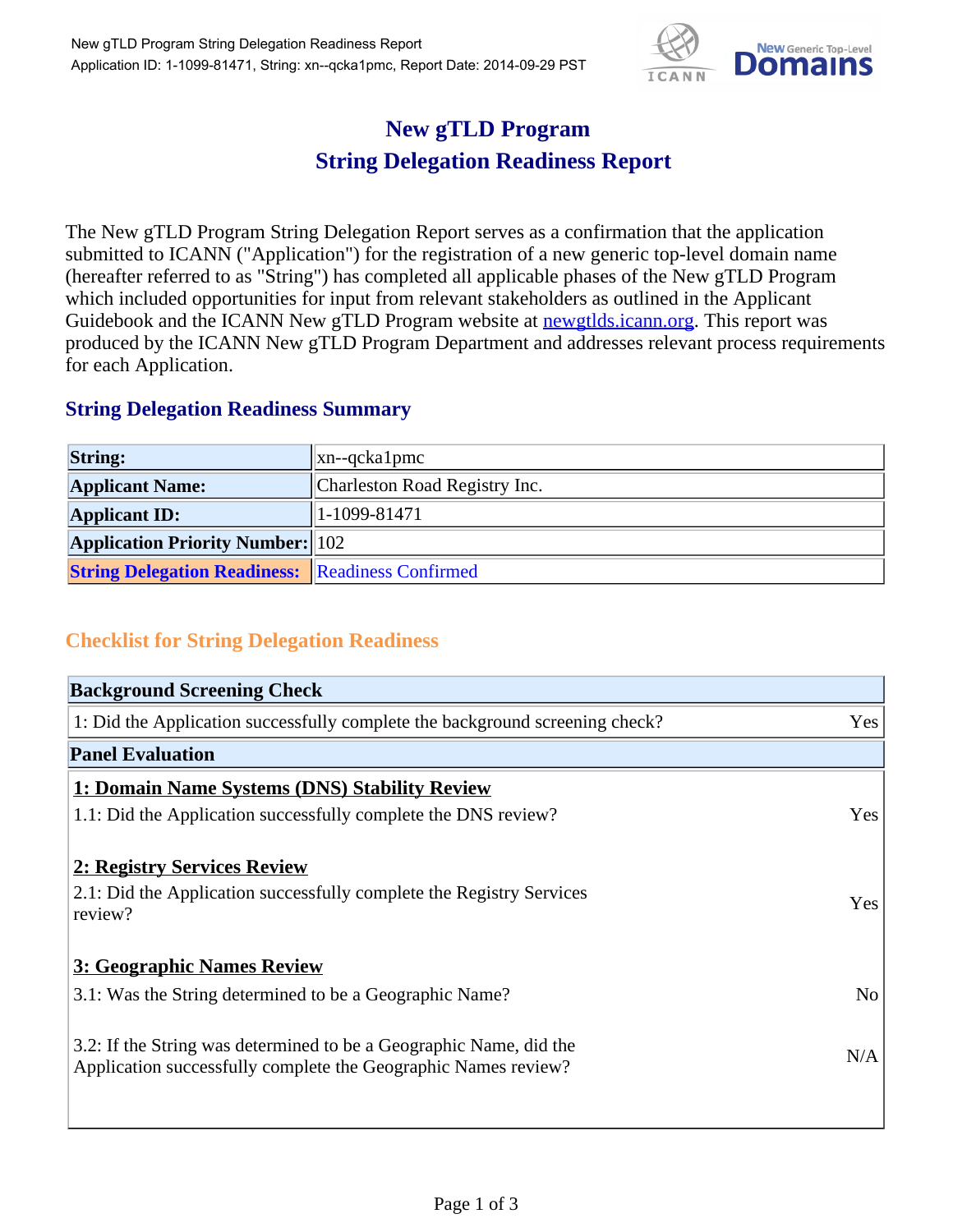# New gTLD Program
# String Delegation Readiness Report

The New gTLD Program String Delegation Report serves as a confirmation that the application submitted to ICANN ("Application") for the registration of a new generic top-level domain name (hereafter referred to as "String") has completed all applicable phases of the New gTLD Program which included opportunities for input from relevant stakeholders as outlined in the Applicant Guidebook and the ICANN New gTLD Program website at newgtlds.icann.org. This report was produced by the ICANN New gTLD Program Department and addresses relevant process requirements for each Application.

## String Delegation Readiness Summary

| | |
|---|---|
| **String:** | xn--qcka1pmc |
| **Applicant Name:** | Charleston Road Registry Inc. |
| **Applicant ID:** | 1-1099-81471 |
| **Application Priority Number:** | 102 |
| **String Delegation Readiness:** | Readiness Confirmed |

## Checklist for String Delegation Readiness

| **Background Screening Check** | |
|---|---|
| 1: Did the Application successfully complete the background screening check? | Yes |
| **Panel Evaluation** | |
| **1: Domain Name Systems (DNS) Stability Review** | |
| 1.1: Did the Application successfully complete the DNS review? | Yes |
| **2: Registry Services Review** | |
| 2.1: Did the Application successfully complete the Registry Services review? | Yes |
| **3: Geographic Names Review** | |
| 3.1: Was the String determined to be a Geographic Name? | No |
| 3.2: If the String was determined to be a Geographic Name, did the Application successfully complete the Geographic Names review? | N/A |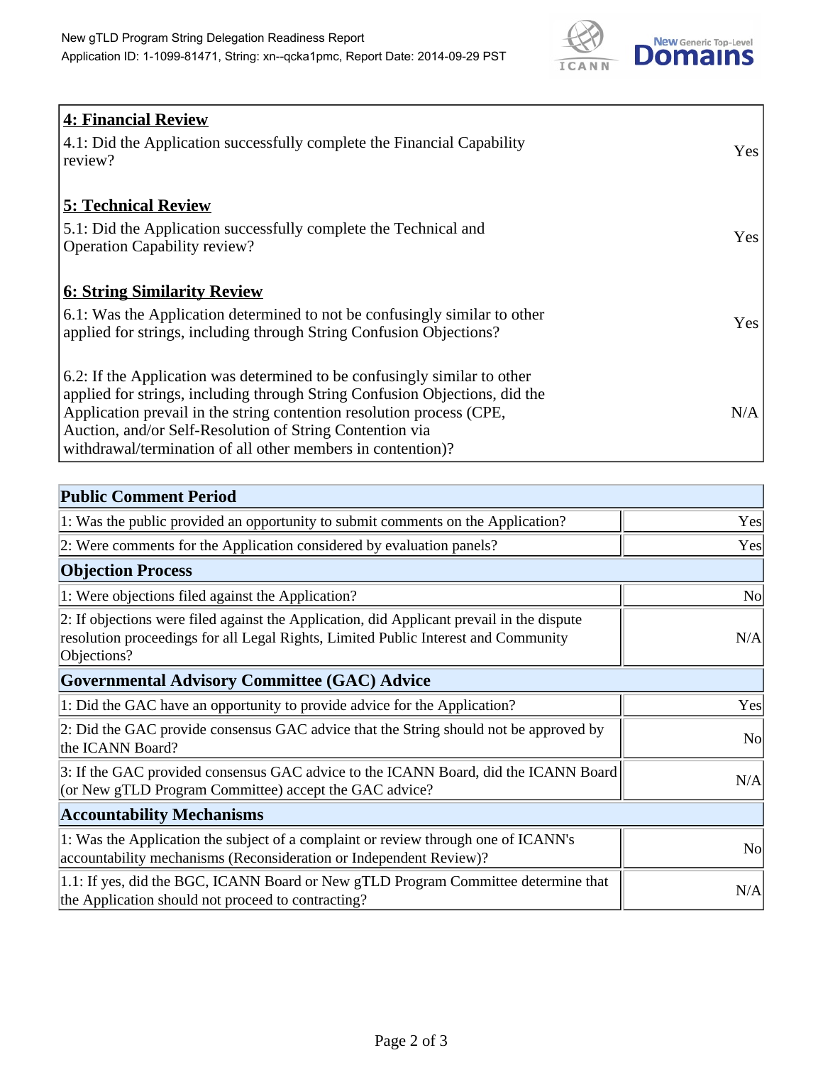| **4: Financial Review** | |
|---|---|
| 4.1: Did the Application successfully complete the Financial Capability review? | Yes |
| **5: Technical Review** | |
| 5.1: Did the Application successfully complete the Technical and Operation Capability review? | Yes |
| **6: String Similarity Review** | |
| 6.1: Was the Application determined to not be confusingly similar to other applied for strings, including through String Confusion Objections? | Yes |
| 6.2: If the Application was determined to be confusingly similar to other applied for strings, including through String Confusion Objections, did the Application prevail in the string contention resolution process (CPE, Auction, and/or Self-Resolution of String Contention via withdrawal/termination of all other members in contention)? | N/A |

| **Public Comment Period** | |
|---|---|
| 1: Was the public provided an opportunity to submit comments on the Application? | Yes |
| 2: Were comments for the Application considered by evaluation panels? | Yes |
| **Objection Process** | |
| 1: Were objections filed against the Application? | No |
| 2: If objections were filed against the Application, did Applicant prevail in the dispute resolution proceedings for all Legal Rights, Limited Public Interest and Community Objections? | N/A |
| **Governmental Advisory Committee (GAC) Advice** | |
| 1: Did the GAC have an opportunity to provide advice for the Application? | Yes |
| 2: Did the GAC provide consensus GAC advice that the String should not be approved by the ICANN Board? | No |
| 3: If the GAC provided consensus GAC advice to the ICANN Board, did the ICANN Board (or New gTLD Program Committee) accept the GAC advice? | N/A |
| **Accountability Mechanisms** | |
| 1: Was the Application the subject of a complaint or review through one of ICANN's accountability mechanisms (Reconsideration or Independent Review)? | No |
| 1.1: If yes, did the BGC, ICANN Board or New gTLD Program Committee determine that the Application should not proceed to contracting? | N/A |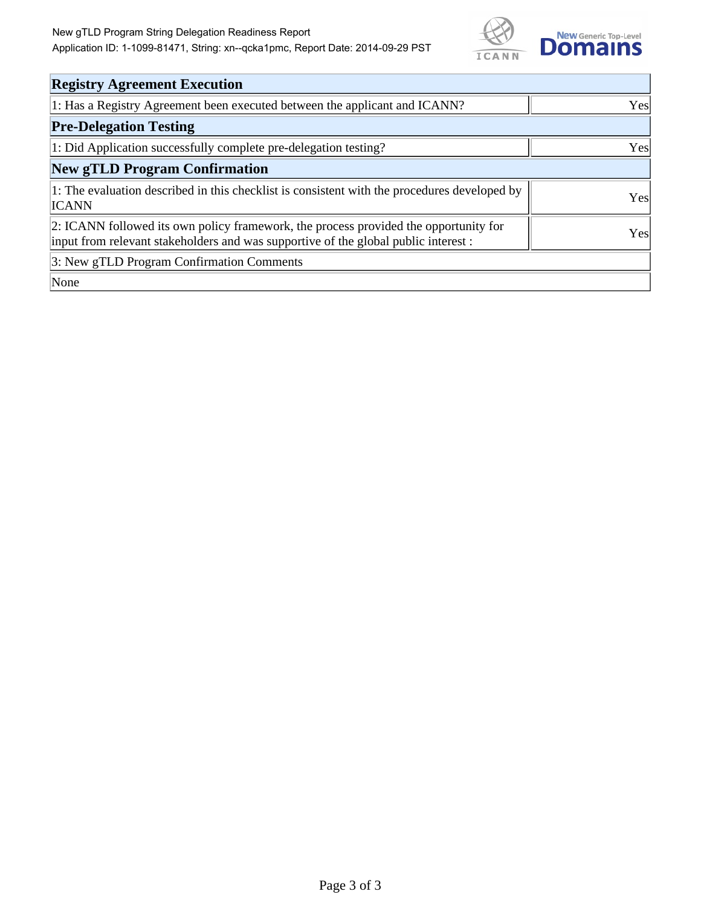## Registry Agreement Execution

| | |
|---|---|
| 1: Has a Registry Agreement been executed between the applicant and ICANN? | Yes |

## Pre-Delegation Testing

| | |
|---|---|
| 1: Did Application successfully complete pre-delegation testing? | Yes |

## New gTLD Program Confirmation

| | |
|---|---|
| 1: The evaluation described in this checklist is consistent with the procedures developed by ICANN | Yes |
| 2: ICANN followed its own policy framework, the process provided the opportunity for input from relevant stakeholders and was supportive of the global public interest : | Yes |

3: New gTLD Program Confirmation Comments

None